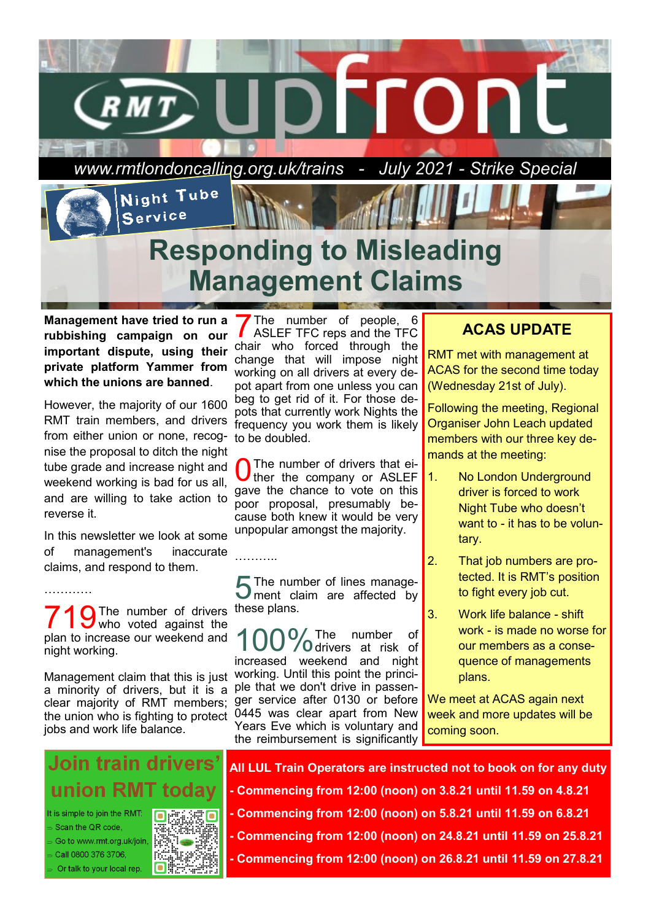# RMT upfront

*www.rmtlondoncalling.org.uk/trains - July 2021 - Strike Special*

Night Tube Service

# Responding to Misleading Management Claims

**Management have tried to run a rubbishing campaign on our important dispute, using their private platform Yammer from which the unions are banned**.

However, the majority of our 1600 RMT train members, and drivers from either union or none, recognise the proposal to ditch the night tube grade and increase night and weekend working is bad for us all, and are willing to take action to reverse it.

In this newsletter we look at some of management's inaccurate claims, and respond to them.

…………

**719** The number of drivers who voted against the plan to increase our weekend and night working.

Management claim that this is just a minority of drivers, but it is a clear majority of RMT members; the union who is fighting to protect jobs and work life balance.

**7** The number of people, 6 ASLEF TFC reps and the TFC chair who forced through the change that will impose night working on all drivers at every depot apart from one unless you can beg to get rid of it. For those depots that currently work Nights the frequency you work them is likely to be doubled.

**0** The number of drivers that either the company or ASLEF gave the chance to vote on this poor proposal, presumably because both knew it would be very unpopular amongst the majority.

………..

**5** The number of lines management claim are affected by these plans.

**100%** The number of drivers at risk of increased weekend and night working. Until this point the principle that we don't drive in passenger service after 0130 or before 0445 was clear apart from New Years Eve which is voluntary and the reimbursement is significantly

## ACAS UPDATE

RMT met with management at ACAS for the second time today (Wednesday 21st of July).

Following the meeting, Regional Organiser John Leach updated members with our three key demands at the meeting:

1. No London Underground driver is forced to work Night Tube who doesn't want to - it has to be voluntary.
2. That job numbers are protected. It is RMT's position to fight every job cut.
3. Work life balance - shift work - is made no worse for our members as a consequence of managements plans.

We meet at ACAS again next week and more updates will be coming soon.

## Join train drivers' union RMT today

It is simple to join the RMT:

- Scan the QR code,
- Go to www.rmt.org.uk/join,
- Call 0800 376 3706,
- Or talk to your local rep.

**All LUL Train Operators are instructed not to book on for any duty**

- **Commencing from 12:00 (noon) on 3.8.21 until 11.59 on 4.8.21**
- **Commencing from 12:00 (noon) on 5.8.21 until 11.59 on 6.8.21**
- **Commencing from 12:00 (noon) on 24.8.21 until 11.59 on 25.8.21**
- **Commencing from 12:00 (noon) on 26.8.21 until 11.59 on 27.8.21**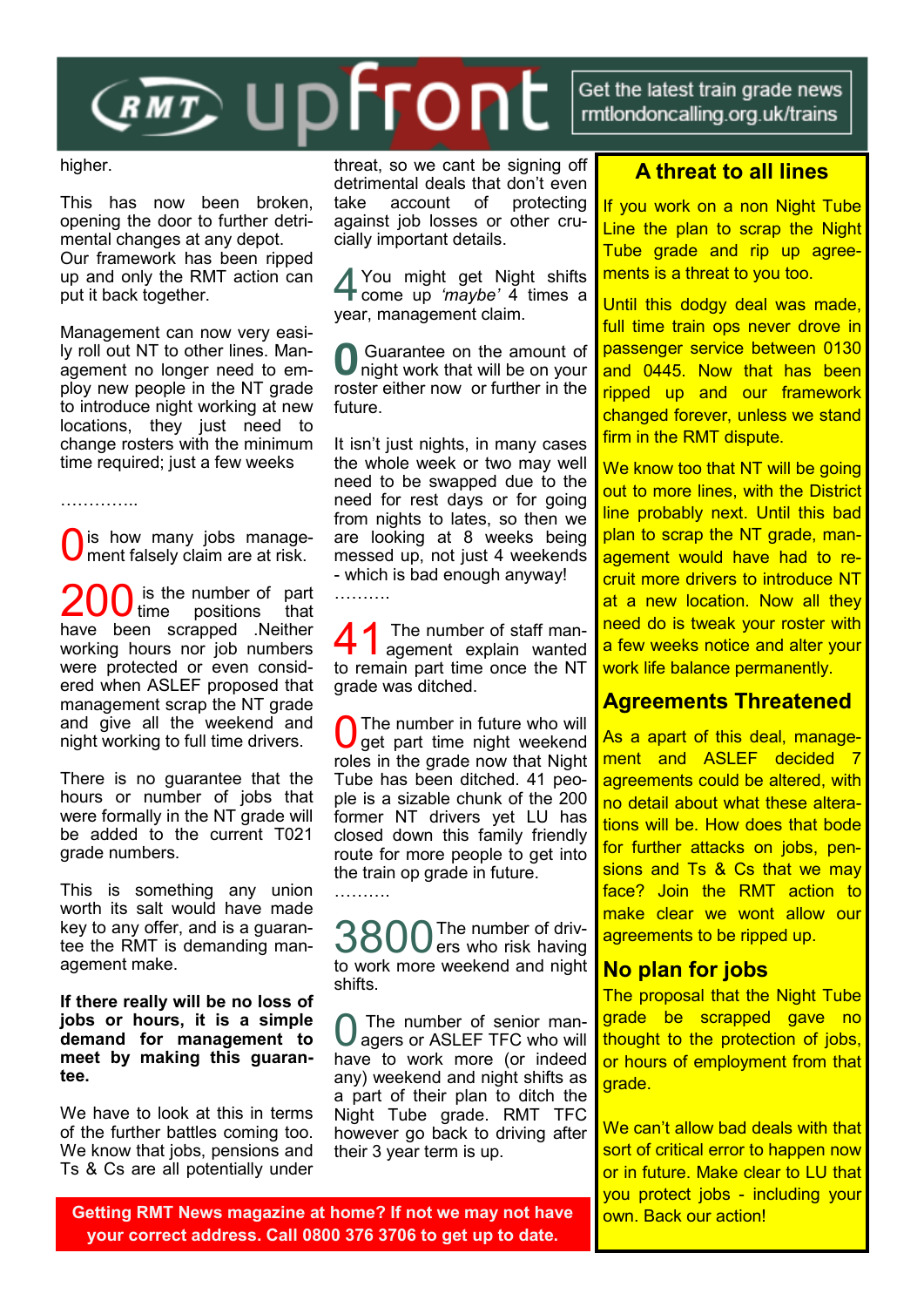higher.

This has now been broken, opening the door to further detrimental changes at any depot. Our framework has been ripped up and only the RMT action can put it back together.

Management can now very easily roll out NT to other lines. Management no longer need to employ new people in the NT grade to introduce night working at new locations, they just need to change rosters with the minimum time required; just a few weeks

…………..

**0** is how many jobs management falsely claim are at risk.

**200** is the number of part time positions that have been scrapped .Neither working hours nor job numbers were protected or even considered when ASLEF proposed that management scrap the NT grade and give all the weekend and night working to full time drivers.

There is no guarantee that the hours or number of jobs that were formally in the NT grade will be added to the current T021 grade numbers.

This is something any union worth its salt would have made key to any offer, and is a guarantee the RMT is demanding management make.

**If there really will be no loss of jobs or hours, it is a simple demand for management to meet by making this guarantee.**

We have to look at this in terms of the further battles coming too. We know that jobs, pensions and Ts & Cs are all potentially under threat, so we cant be signing off detrimental deals that don't even take account of protecting against job losses or other crucially important details.

**4** You might get Night shifts come up *'maybe'* 4 times a year, management claim.

**0** Guarantee on the amount of night work that will be on your roster either now or further in the future.

It isn't just nights, in many cases the whole week or two may well need to be swapped due to the need for rest days or for going from nights to lates, so then we are looking at 8 weeks being messed up, not just 4 weekends - which is bad enough anyway!

……….

**41** The number of staff management explain wanted to remain part time once the NT grade was ditched.

**0** The number in future who will get part time night weekend roles in the grade now that Night Tube has been ditched. 41 people is a sizable chunk of the 200 former NT drivers yet LU has closed down this family friendly route for more people to get into the train op grade in future.

……….

**3800** The number of drivers who risk having to work more weekend and night shifts.

**0** The number of senior managers or ASLEF TFC who will have to work more (or indeed any) weekend and night shifts as a part of their plan to ditch the Night Tube grade. RMT TFC however go back to driving after their 3 year term is up.

**Getting RMT News magazine at home? If not we may not have your correct address. Call 0800 376 3706 to get up to date.**

## A threat to all lines

If you work on a non Night Tube Line the plan to scrap the Night Tube grade and rip up agreements is a threat to you too.

Until this dodgy deal was made, full time train ops never drove in passenger service between 0130 and 0445. Now that has been ripped up and our framework changed forever, unless we stand firm in the RMT dispute.

We know too that NT will be going out to more lines, with the District line probably next. Until this bad plan to scrap the NT grade, management would have had to recruit more drivers to introduce NT at a new location. Now all they need do is tweak your roster with a few weeks notice and alter your work life balance permanently.

## Agreements Threatened

As a apart of this deal, management and ASLEF decided 7 agreements could be altered, with no detail about what these alterations will be. How does that bode for further attacks on jobs, pensions and Ts & Cs that we may face? Join the RMT action to make clear we wont allow our agreements to be ripped up.

## No plan for jobs

The proposal that the Night Tube grade be scrapped gave no thought to the protection of jobs, or hours of employment from that grade.

We can't allow bad deals with that sort of critical error to happen now or in future. Make clear to LU that you protect jobs - including your own. Back our action!